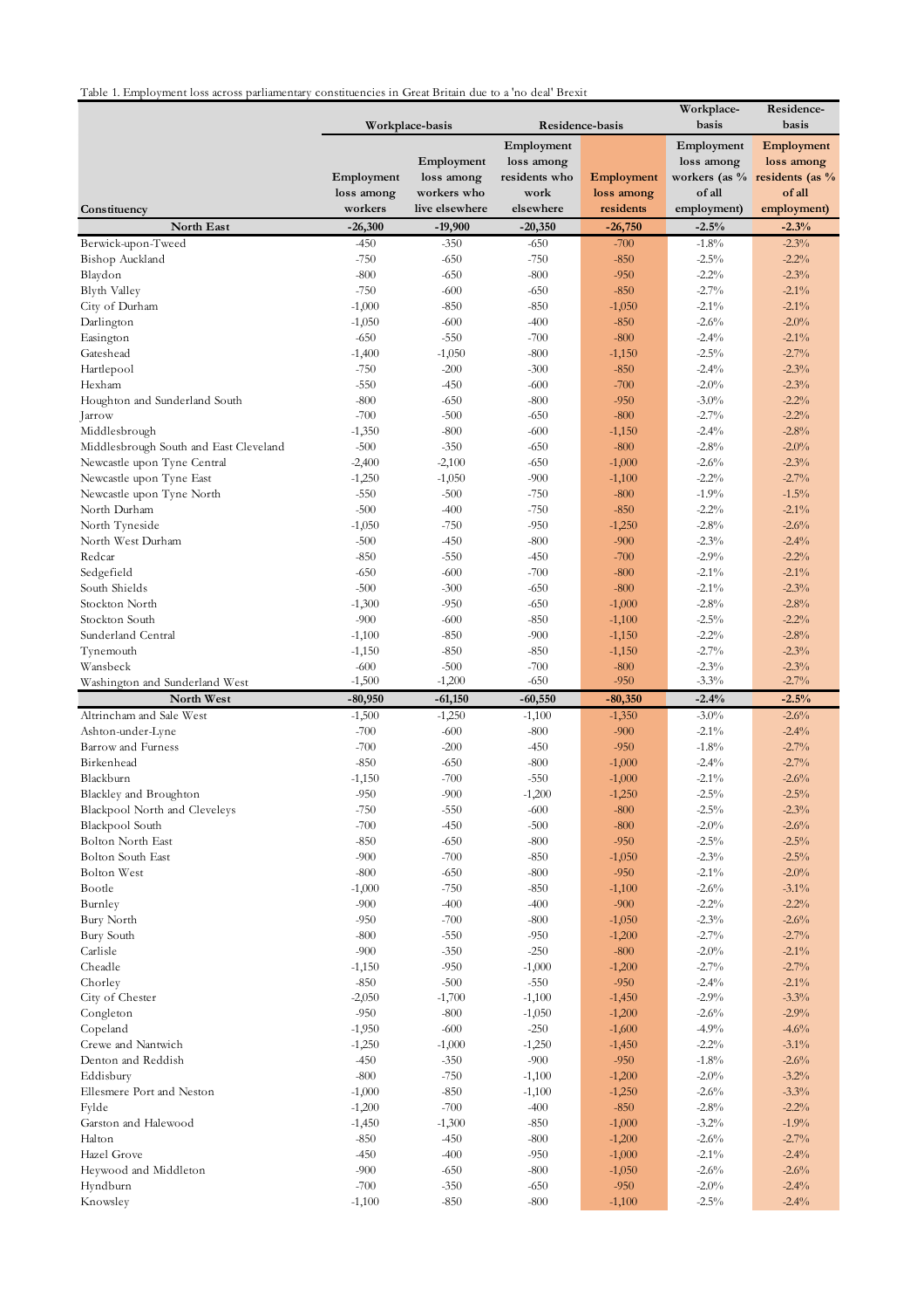Table 1. Employment loss across parliamentary constituencies in Great Britain due to a 'no deal' Brexit

| | Workplace-basis | | Residence-basis | | Workplace-basis | Residence-basis |
|---|---|---|---|---|---|---|
| Constituency | Employment loss among workers | Employment loss among workers who live elsewhere | Employment loss among residents who work elsewhere | Employment loss among residents | Employment loss among workers (as % of all employment) | Employment loss among residents (as % of all employment) |
| **North East** | **-26,300** | **-19,900** | **-20,350** | **-26,750** | **-2.5%** | **-2.3%** |
| Berwick-upon-Tweed | -450 | -350 | -650 | -700 | -1.8% | -2.3% |
| Bishop Auckland | -750 | -650 | -750 | -850 | -2.5% | -2.2% |
| Blaydon | -800 | -650 | -800 | -950 | -2.2% | -2.3% |
| Blyth Valley | -750 | -600 | -650 | -850 | -2.7% | -2.1% |
| City of Durham | -1,000 | -850 | -850 | -1,050 | -2.1% | -2.1% |
| Darlington | -1,050 | -600 | -400 | -850 | -2.6% | -2.0% |
| Easington | -650 | -550 | -700 | -800 | -2.4% | -2.1% |
| Gateshead | -1,400 | -1,050 | -800 | -1,150 | -2.5% | -2.7% |
| Hartlepool | -750 | -200 | -300 | -850 | -2.4% | -2.3% |
| Hexham | -550 | -450 | -600 | -700 | -2.0% | -2.3% |
| Houghton and Sunderland South | -800 | -650 | -800 | -950 | -3.0% | -2.2% |
| Jarrow | -700 | -500 | -650 | -800 | -2.7% | -2.2% |
| Middlesbrough | -1,350 | -800 | -600 | -1,150 | -2.4% | -2.8% |
| Middlesbrough South and East Cleveland | -500 | -350 | -650 | -800 | -2.8% | -2.0% |
| Newcastle upon Tyne Central | -2,400 | -2,100 | -650 | -1,000 | -2.6% | -2.3% |
| Newcastle upon Tyne East | -1,250 | -1,050 | -900 | -1,100 | -2.2% | -2.7% |
| Newcastle upon Tyne North | -550 | -500 | -750 | -800 | -1.9% | -1.5% |
| North Durham | -500 | -400 | -750 | -850 | -2.2% | -2.1% |
| North Tyneside | -1,050 | -750 | -950 | -1,250 | -2.8% | -2.6% |
| North West Durham | -500 | -450 | -800 | -900 | -2.3% | -2.4% |
| Redcar | -850 | -550 | -450 | -700 | -2.9% | -2.2% |
| Sedgefield | -650 | -600 | -700 | -800 | -2.1% | -2.1% |
| South Shields | -500 | -300 | -650 | -800 | -2.1% | -2.3% |
| Stockton North | -1,300 | -950 | -650 | -1,000 | -2.8% | -2.8% |
| Stockton South | -900 | -600 | -850 | -1,100 | -2.5% | -2.2% |
| Sunderland Central | -1,100 | -850 | -900 | -1,150 | -2.2% | -2.8% |
| Tynemouth | -1,150 | -850 | -850 | -1,150 | -2.7% | -2.3% |
| Wansbeck | -600 | -500 | -700 | -800 | -2.3% | -2.3% |
| Washington and Sunderland West | -1,500 | -1,200 | -650 | -950 | -3.3% | -2.7% |
| **North West** | **-80,950** | **-61,150** | **-60,550** | **-80,350** | **-2.4%** | **-2.5%** |
| Altrincham and Sale West | -1,500 | -1,250 | -1,100 | -1,350 | -3.0% | -2.6% |
| Ashton-under-Lyne | -700 | -600 | -800 | -900 | -2.1% | -2.4% |
| Barrow and Furness | -700 | -200 | -450 | -950 | -1.8% | -2.7% |
| Birkenhead | -850 | -650 | -800 | -1,000 | -2.4% | -2.7% |
| Blackburn | -1,150 | -700 | -550 | -1,000 | -2.1% | -2.6% |
| Blackley and Broughton | -950 | -900 | -1,200 | -1,250 | -2.5% | -2.5% |
| Blackpool North and Cleveleys | -750 | -550 | -600 | -800 | -2.5% | -2.3% |
| Blackpool South | -700 | -450 | -500 | -800 | -2.0% | -2.6% |
| Bolton North East | -850 | -650 | -800 | -950 | -2.5% | -2.5% |
| Bolton South East | -900 | -700 | -850 | -1,050 | -2.3% | -2.5% |
| Bolton West | -800 | -650 | -800 | -950 | -2.1% | -2.0% |
| Bootle | -1,000 | -750 | -850 | -1,100 | -2.6% | -3.1% |
| Burnley | -900 | -400 | -400 | -900 | -2.2% | -2.2% |
| Bury North | -950 | -700 | -800 | -1,050 | -2.3% | -2.6% |
| Bury South | -800 | -550 | -950 | -1,200 | -2.7% | -2.7% |
| Carlisle | -900 | -350 | -250 | -800 | -2.0% | -2.1% |
| Cheadle | -1,150 | -950 | -1,000 | -1,200 | -2.7% | -2.7% |
| Chorley | -850 | -500 | -550 | -950 | -2.4% | -2.1% |
| City of Chester | -2,050 | -1,700 | -1,100 | -1,450 | -2.9% | -3.3% |
| Congleton | -950 | -800 | -1,050 | -1,200 | -2.6% | -2.9% |
| Copeland | -1,950 | -600 | -250 | -1,600 | -4.9% | -4.6% |
| Crewe and Nantwich | -1,250 | -1,000 | -1,250 | -1,450 | -2.2% | -3.1% |
| Denton and Reddish | -450 | -350 | -900 | -950 | -1.8% | -2.6% |
| Eddisbury | -800 | -750 | -1,100 | -1,200 | -2.0% | -3.2% |
| Ellesmere Port and Neston | -1,000 | -850 | -1,100 | -1,250 | -2.6% | -3.3% |
| Fylde | -1,200 | -700 | -400 | -850 | -2.8% | -2.2% |
| Garston and Halewood | -1,450 | -1,300 | -850 | -1,000 | -3.2% | -1.9% |
| Halton | -850 | -450 | -800 | -1,200 | -2.6% | -2.7% |
| Hazel Grove | -450 | -400 | -950 | -1,000 | -2.1% | -2.4% |
| Heywood and Middleton | -900 | -650 | -800 | -1,050 | -2.6% | -2.6% |
| Hyndburn | -700 | -350 | -650 | -950 | -2.0% | -2.4% |
| Knowsley | -1,100 | -850 | -800 | -1,100 | -2.5% | -2.4% |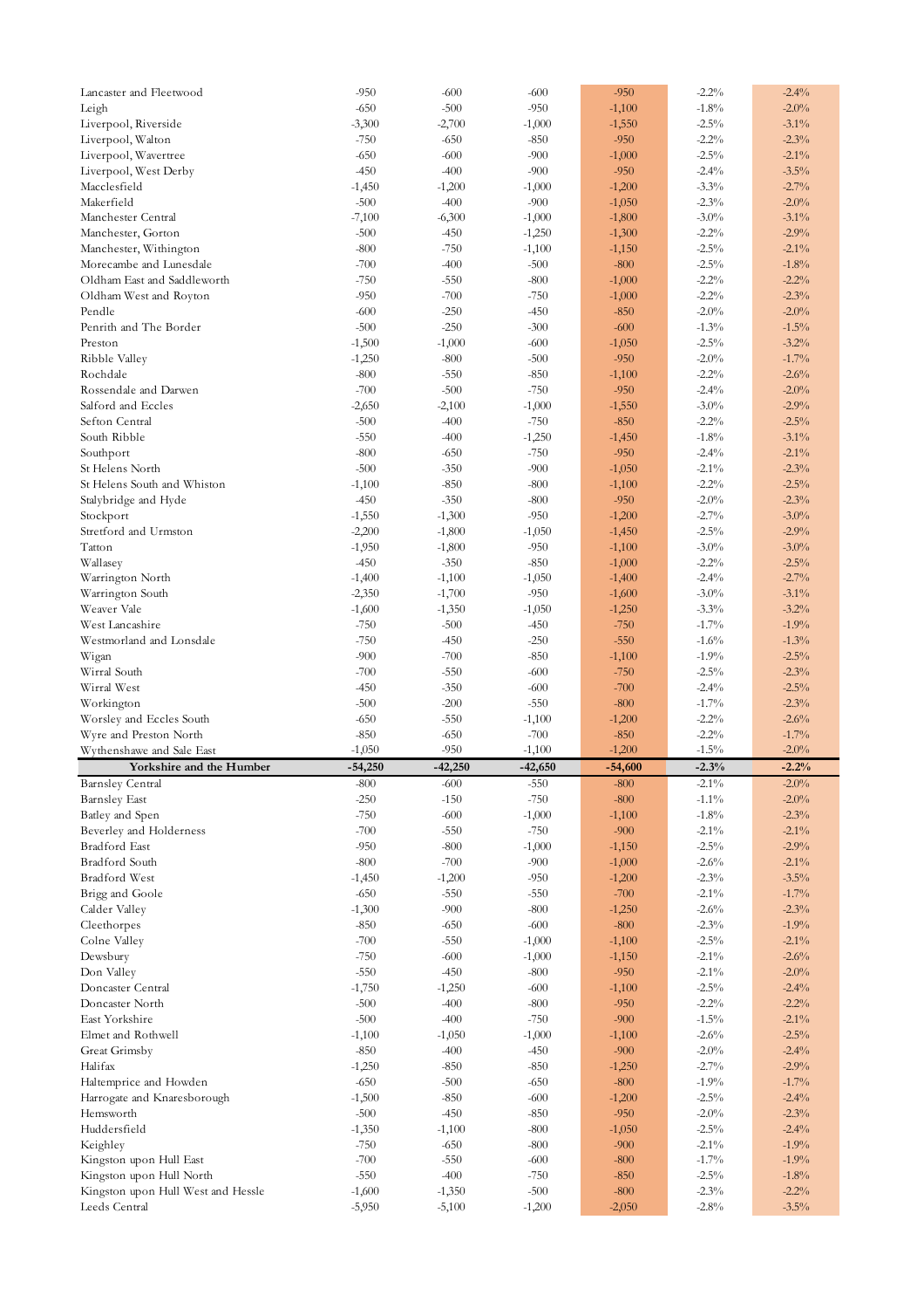| | | | | | | |
|---|---|---|---|---|---|---|
| Lancaster and Fleetwood | -950 | -600 | -600 | -950 | -2.2% | -2.4% |
| Leigh | -650 | -500 | -950 | -1,100 | -1.8% | -2.0% |
| Liverpool, Riverside | -3,300 | -2,700 | -1,000 | -1,550 | -2.5% | -3.1% |
| Liverpool, Walton | -750 | -650 | -850 | -950 | -2.2% | -2.3% |
| Liverpool, Wavertree | -650 | -600 | -900 | -1,000 | -2.5% | -2.1% |
| Liverpool, West Derby | -450 | -400 | -900 | -950 | -2.4% | -3.5% |
| Macclesfield | -1,450 | -1,200 | -1,000 | -1,200 | -3.3% | -2.7% |
| Makerfield | -500 | -400 | -900 | -1,050 | -2.3% | -2.0% |
| Manchester Central | -7,100 | -6,300 | -1,000 | -1,800 | -3.0% | -3.1% |
| Manchester, Gorton | -500 | -450 | -1,250 | -1,300 | -2.2% | -2.9% |
| Manchester, Withington | -800 | -750 | -1,100 | -1,150 | -2.5% | -2.1% |
| Morecambe and Lunesdale | -700 | -400 | -500 | -800 | -2.5% | -1.8% |
| Oldham East and Saddleworth | -750 | -550 | -800 | -1,000 | -2.2% | -2.2% |
| Oldham West and Royton | -950 | -700 | -750 | -1,000 | -2.2% | -2.3% |
| Pendle | -600 | -250 | -450 | -850 | -2.0% | -2.0% |
| Penrith and The Border | -500 | -250 | -300 | -600 | -1.3% | -1.5% |
| Preston | -1,500 | -1,000 | -600 | -1,050 | -2.5% | -3.2% |
| Ribble Valley | -1,250 | -800 | -500 | -950 | -2.0% | -1.7% |
| Rochdale | -800 | -550 | -850 | -1,100 | -2.2% | -2.6% |
| Rossendale and Darwen | -700 | -500 | -750 | -950 | -2.4% | -2.0% |
| Salford and Eccles | -2,650 | -2,100 | -1,000 | -1,550 | -3.0% | -2.9% |
| Sefton Central | -500 | -400 | -750 | -850 | -2.2% | -2.5% |
| South Ribble | -550 | -400 | -1,250 | -1,450 | -1.8% | -3.1% |
| Southport | -800 | -650 | -750 | -950 | -2.4% | -2.1% |
| St Helens North | -500 | -350 | -900 | -1,050 | -2.1% | -2.3% |
| St Helens South and Whiston | -1,100 | -850 | -800 | -1,100 | -2.2% | -2.5% |
| Stalybridge and Hyde | -450 | -350 | -800 | -950 | -2.0% | -2.3% |
| Stockport | -1,550 | -1,300 | -950 | -1,200 | -2.7% | -3.0% |
| Stretford and Urmston | -2,200 | -1,800 | -1,050 | -1,450 | -2.5% | -2.9% |
| Tatton | -1,950 | -1,800 | -950 | -1,100 | -3.0% | -3.0% |
| Wallasey | -450 | -350 | -850 | -1,000 | -2.2% | -2.5% |
| Warrington North | -1,400 | -1,100 | -1,050 | -1,400 | -2.4% | -2.7% |
| Warrington South | -2,350 | -1,700 | -950 | -1,600 | -3.0% | -3.1% |
| Weaver Vale | -1,600 | -1,350 | -1,050 | -1,250 | -3.3% | -3.2% |
| West Lancashire | -750 | -500 | -450 | -750 | -1.7% | -1.9% |
| Westmorland and Lonsdale | -750 | -450 | -250 | -550 | -1.6% | -1.3% |
| Wigan | -900 | -700 | -850 | -1,100 | -1.9% | -2.5% |
| Wirral South | -700 | -550 | -600 | -750 | -2.5% | -2.3% |
| Wirral West | -450 | -350 | -600 | -700 | -2.4% | -2.5% |
| Workington | -500 | -200 | -550 | -800 | -1.7% | -2.3% |
| Worsley and Eccles South | -650 | -550 | -1,100 | -1,200 | -2.2% | -2.6% |
| Wyre and Preston North | -850 | -650 | -700 | -850 | -2.2% | -1.7% |
| Wythenshawe and Sale East | -1,050 | -950 | -1,100 | -1,200 | -1.5% | -2.0% |
| **Yorkshire and the Humber** | **-54,250** | **-42,250** | **-42,650** | **-54,600** | **-2.3%** | **-2.2%** |
| Barnsley Central | -800 | -600 | -550 | -800 | -2.1% | -2.0% |
| Barnsley East | -250 | -150 | -750 | -800 | -1.1% | -2.0% |
| Batley and Spen | -750 | -600 | -1,000 | -1,100 | -1.8% | -2.3% |
| Beverley and Holderness | -700 | -550 | -750 | -900 | -2.1% | -2.1% |
| Bradford East | -950 | -800 | -1,000 | -1,150 | -2.5% | -2.9% |
| Bradford South | -800 | -700 | -900 | -1,000 | -2.6% | -2.1% |
| Bradford West | -1,450 | -1,200 | -950 | -1,200 | -2.3% | -3.5% |
| Brigg and Goole | -650 | -550 | -550 | -700 | -2.1% | -1.7% |
| Calder Valley | -1,300 | -900 | -800 | -1,250 | -2.6% | -2.3% |
| Cleethorpes | -850 | -650 | -600 | -800 | -2.3% | -1.9% |
| Colne Valley | -700 | -550 | -1,000 | -1,100 | -2.5% | -2.1% |
| Dewsbury | -750 | -600 | -1,000 | -1,150 | -2.1% | -2.6% |
| Don Valley | -550 | -450 | -800 | -950 | -2.1% | -2.0% |
| Doncaster Central | -1,750 | -1,250 | -600 | -1,100 | -2.5% | -2.4% |
| Doncaster North | -500 | -400 | -800 | -950 | -2.2% | -2.2% |
| East Yorkshire | -500 | -400 | -750 | -900 | -1.5% | -2.1% |
| Elmet and Rothwell | -1,100 | -1,050 | -1,000 | -1,100 | -2.6% | -2.5% |
| Great Grimsby | -850 | -400 | -450 | -900 | -2.0% | -2.4% |
| Halifax | -1,250 | -850 | -850 | -1,250 | -2.7% | -2.9% |
| Haltemprice and Howden | -650 | -500 | -650 | -800 | -1.9% | -1.7% |
| Harrogate and Knaresborough | -1,500 | -850 | -600 | -1,200 | -2.5% | -2.4% |
| Hemsworth | -500 | -450 | -850 | -950 | -2.0% | -2.3% |
| Huddersfield | -1,350 | -1,100 | -800 | -1,050 | -2.5% | -2.4% |
| Keighley | -750 | -650 | -800 | -900 | -2.1% | -1.9% |
| Kingston upon Hull East | -700 | -550 | -600 | -800 | -1.7% | -1.9% |
| Kingston upon Hull North | -550 | -400 | -750 | -850 | -2.5% | -1.8% |
| Kingston upon Hull West and Hessle | -1,600 | -1,350 | -500 | -800 | -2.3% | -2.2% |
| Leeds Central | -5,950 | -5,100 | -1,200 | -2,050 | -2.8% | -3.5% |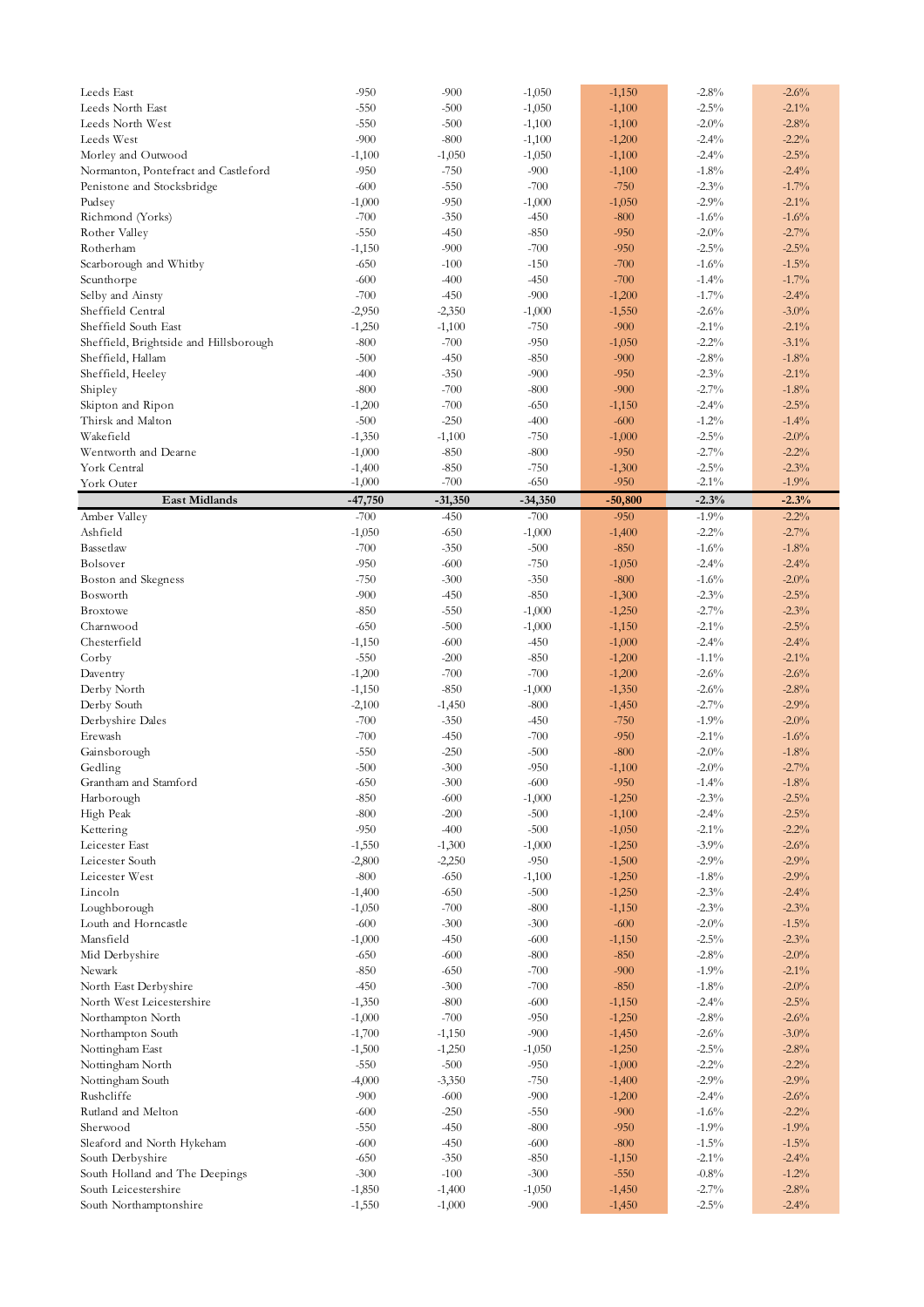| | | | | | | |
|---|---|---|---|---|---|---|
| Leeds East | -950 | -900 | -1,050 | -1,150 | -2.8% | -2.6% |
| Leeds North East | -550 | -500 | -1,050 | -1,100 | -2.5% | -2.1% |
| Leeds North West | -550 | -500 | -1,100 | -1,100 | -2.0% | -2.8% |
| Leeds West | -900 | -800 | -1,100 | -1,200 | -2.4% | -2.2% |
| Morley and Outwood | -1,100 | -1,050 | -1,050 | -1,100 | -2.4% | -2.5% |
| Normanton, Pontefract and Castleford | -950 | -750 | -900 | -1,100 | -1.8% | -2.4% |
| Penistone and Stocksbridge | -600 | -550 | -700 | -750 | -2.3% | -1.7% |
| Pudsey | -1,000 | -950 | -1,000 | -1,050 | -2.9% | -2.1% |
| Richmond (Yorks) | -700 | -350 | -450 | -800 | -1.6% | -1.6% |
| Rother Valley | -550 | -450 | -850 | -950 | -2.0% | -2.7% |
| Rotherham | -1,150 | -900 | -700 | -950 | -2.5% | -2.5% |
| Scarborough and Whitby | -650 | -100 | -150 | -700 | -1.6% | -1.5% |
| Scunthorpe | -600 | -400 | -450 | -700 | -1.4% | -1.7% |
| Selby and Ainsty | -700 | -450 | -900 | -1,200 | -1.7% | -2.4% |
| Sheffield Central | -2,950 | -2,350 | -1,000 | -1,550 | -2.6% | -3.0% |
| Sheffield South East | -1,250 | -1,100 | -750 | -900 | -2.1% | -2.1% |
| Sheffield, Brightside and Hillsborough | -800 | -700 | -950 | -1,050 | -2.2% | -3.1% |
| Sheffield, Hallam | -500 | -450 | -850 | -900 | -2.8% | -1.8% |
| Sheffield, Heeley | -400 | -350 | -900 | -950 | -2.3% | -2.1% |
| Shipley | -800 | -700 | -800 | -900 | -2.7% | -1.8% |
| Skipton and Ripon | -1,200 | -700 | -650 | -1,150 | -2.4% | -2.5% |
| Thirsk and Malton | -500 | -250 | -400 | -600 | -1.2% | -1.4% |
| Wakefield | -1,350 | -1,100 | -750 | -1,000 | -2.5% | -2.0% |
| Wentworth and Dearne | -1,000 | -850 | -800 | -950 | -2.7% | -2.2% |
| York Central | -1,400 | -850 | -750 | -1,300 | -2.5% | -2.3% |
| York Outer | -1,000 | -700 | -650 | -950 | -2.1% | -1.9% |
| **East Midlands** | **-47,750** | **-31,350** | **-34,350** | **-50,800** | **-2.3%** | **-2.3%** |
| Amber Valley | -700 | -450 | -700 | -950 | -1.9% | -2.2% |
| Ashfield | -1,050 | -650 | -1,000 | -1,400 | -2.2% | -2.7% |
| Bassetlaw | -700 | -350 | -500 | -850 | -1.6% | -1.8% |
| Bolsover | -950 | -600 | -750 | -1,050 | -2.4% | -2.4% |
| Boston and Skegness | -750 | -300 | -350 | -800 | -1.6% | -2.0% |
| Bosworth | -900 | -450 | -850 | -1,300 | -2.3% | -2.5% |
| Broxtowe | -850 | -550 | -1,000 | -1,250 | -2.7% | -2.3% |
| Charnwood | -650 | -500 | -1,000 | -1,150 | -2.1% | -2.5% |
| Chesterfield | -1,150 | -600 | -450 | -1,000 | -2.4% | -2.4% |
| Corby | -550 | -200 | -850 | -1,200 | -1.1% | -2.1% |
| Daventry | -1,200 | -700 | -700 | -1,200 | -2.6% | -2.6% |
| Derby North | -1,150 | -850 | -1,000 | -1,350 | -2.6% | -2.8% |
| Derby South | -2,100 | -1,450 | -800 | -1,450 | -2.7% | -2.9% |
| Derbyshire Dales | -700 | -350 | -450 | -750 | -1.9% | -2.0% |
| Erewash | -700 | -450 | -700 | -950 | -2.1% | -1.6% |
| Gainsborough | -550 | -250 | -500 | -800 | -2.0% | -1.8% |
| Gedling | -500 | -300 | -950 | -1,100 | -2.0% | -2.7% |
| Grantham and Stamford | -650 | -300 | -600 | -950 | -1.4% | -1.8% |
| Harborough | -850 | -600 | -1,000 | -1,250 | -2.3% | -2.5% |
| High Peak | -800 | -200 | -500 | -1,100 | -2.4% | -2.5% |
| Kettering | -950 | -400 | -500 | -1,050 | -2.1% | -2.2% |
| Leicester East | -1,550 | -1,300 | -1,000 | -1,250 | -3.9% | -2.6% |
| Leicester South | -2,800 | -2,250 | -950 | -1,500 | -2.9% | -2.9% |
| Leicester West | -800 | -650 | -1,100 | -1,250 | -1.8% | -2.9% |
| Lincoln | -1,400 | -650 | -500 | -1,250 | -2.3% | -2.4% |
| Loughborough | -1,050 | -700 | -800 | -1,150 | -2.3% | -2.3% |
| Louth and Horncastle | -600 | -300 | -300 | -600 | -2.0% | -1.5% |
| Mansfield | -1,000 | -450 | -600 | -1,150 | -2.5% | -2.3% |
| Mid Derbyshire | -650 | -600 | -800 | -850 | -2.8% | -2.0% |
| Newark | -850 | -650 | -700 | -900 | -1.9% | -2.1% |
| North East Derbyshire | -450 | -300 | -700 | -850 | -1.8% | -2.0% |
| North West Leicestershire | -1,350 | -800 | -600 | -1,150 | -2.4% | -2.5% |
| Northampton North | -1,000 | -700 | -950 | -1,250 | -2.8% | -2.6% |
| Northampton South | -1,700 | -1,150 | -900 | -1,450 | -2.6% | -3.0% |
| Nottingham East | -1,500 | -1,250 | -1,050 | -1,250 | -2.5% | -2.8% |
| Nottingham North | -550 | -500 | -950 | -1,000 | -2.2% | -2.2% |
| Nottingham South | -4,000 | -3,350 | -750 | -1,400 | -2.9% | -2.9% |
| Rushcliffe | -900 | -600 | -900 | -1,200 | -2.4% | -2.6% |
| Rutland and Melton | -600 | -250 | -550 | -900 | -1.6% | -2.2% |
| Sherwood | -550 | -450 | -800 | -950 | -1.9% | -1.9% |
| Sleaford and North Hykeham | -600 | -450 | -600 | -800 | -1.5% | -1.5% |
| South Derbyshire | -650 | -350 | -850 | -1,150 | -2.1% | -2.4% |
| South Holland and The Deepings | -300 | -100 | -300 | -550 | -0.8% | -1.2% |
| South Leicestershire | -1,850 | -1,400 | -1,050 | -1,450 | -2.7% | -2.8% |
| South Northamptonshire | -1,550 | -1,000 | -900 | -1,450 | -2.5% | -2.4% |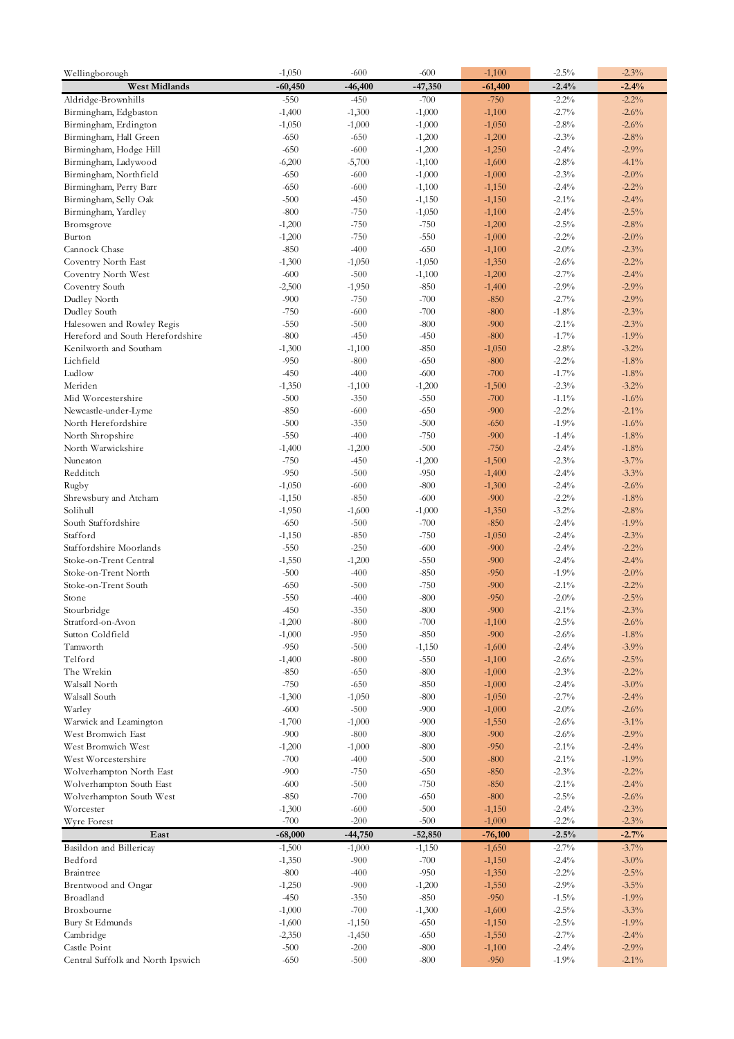| | | | | | | |
|---|---|---|---|---|---|---|
| Wellingborough | -1,050 | -600 | -600 | -1,100 | -2.5% | -2.3% |
| **West Midlands** | **-60,450** | **-46,400** | **-47,350** | **-61,400** | **-2.4%** | **-2.4%** |
| Aldridge-Brownhills | -550 | -450 | -700 | -750 | -2.2% | -2.2% |
| Birmingham, Edgbaston | -1,400 | -1,300 | -1,000 | -1,100 | -2.7% | -2.6% |
| Birmingham, Erdington | -1,050 | -1,000 | -1,000 | -1,050 | -2.8% | -2.6% |
| Birmingham, Hall Green | -650 | -650 | -1,200 | -1,200 | -2.3% | -2.8% |
| Birmingham, Hodge Hill | -650 | -600 | -1,200 | -1,250 | -2.4% | -2.9% |
| Birmingham, Ladywood | -6,200 | -5,700 | -1,100 | -1,600 | -2.8% | -4.1% |
| Birmingham, Northfield | -650 | -600 | -1,000 | -1,000 | -2.3% | -2.0% |
| Birmingham, Perry Barr | -650 | -600 | -1,100 | -1,150 | -2.4% | -2.2% |
| Birmingham, Selly Oak | -500 | -450 | -1,150 | -1,150 | -2.1% | -2.4% |
| Birmingham, Yardley | -800 | -750 | -1,050 | -1,100 | -2.4% | -2.5% |
| Bromsgrove | -1,200 | -750 | -750 | -1,200 | -2.5% | -2.8% |
| Burton | -1,200 | -750 | -550 | -1,000 | -2.2% | -2.0% |
| Cannock Chase | -850 | -400 | -650 | -1,100 | -2.0% | -2.3% |
| Coventry North East | -1,300 | -1,050 | -1,050 | -1,350 | -2.6% | -2.2% |
| Coventry North West | -600 | -500 | -1,100 | -1,200 | -2.7% | -2.4% |
| Coventry South | -2,500 | -1,950 | -850 | -1,400 | -2.9% | -2.9% |
| Dudley North | -900 | -750 | -700 | -850 | -2.7% | -2.9% |
| Dudley South | -750 | -600 | -700 | -800 | -1.8% | -2.3% |
| Halesowen and Rowley Regis | -550 | -500 | -800 | -900 | -2.1% | -2.3% |
| Hereford and South Herefordshire | -800 | -450 | -450 | -800 | -1.7% | -1.9% |
| Kenilworth and Southam | -1,300 | -1,100 | -850 | -1,050 | -2.8% | -3.2% |
| Lichfield | -950 | -800 | -650 | -800 | -2.2% | -1.8% |
| Ludlow | -450 | -400 | -600 | -700 | -1.7% | -1.8% |
| Meriden | -1,350 | -1,100 | -1,200 | -1,500 | -2.3% | -3.2% |
| Mid Worcestershire | -500 | -350 | -550 | -700 | -1.1% | -1.6% |
| Newcastle-under-Lyme | -850 | -600 | -650 | -900 | -2.2% | -2.1% |
| North Herefordshire | -500 | -350 | -500 | -650 | -1.9% | -1.6% |
| North Shropshire | -550 | -400 | -750 | -900 | -1.4% | -1.8% |
| North Warwickshire | -1,400 | -1,200 | -500 | -750 | -2.4% | -1.8% |
| Nuneaton | -750 | -450 | -1,200 | -1,500 | -2.3% | -3.7% |
| Redditch | -950 | -500 | -950 | -1,400 | -2.4% | -3.3% |
| Rugby | -1,050 | -600 | -800 | -1,300 | -2.4% | -2.6% |
| Shrewsbury and Atcham | -1,150 | -850 | -600 | -900 | -2.2% | -1.8% |
| Solihull | -1,950 | -1,600 | -1,000 | -1,350 | -3.2% | -2.8% |
| South Staffordshire | -650 | -500 | -700 | -850 | -2.4% | -1.9% |
| Stafford | -1,150 | -850 | -750 | -1,050 | -2.4% | -2.3% |
| Staffordshire Moorlands | -550 | -250 | -600 | -900 | -2.4% | -2.2% |
| Stoke-on-Trent Central | -1,550 | -1,200 | -550 | -900 | -2.4% | -2.4% |
| Stoke-on-Trent North | -500 | -400 | -850 | -950 | -1.9% | -2.0% |
| Stoke-on-Trent South | -650 | -500 | -750 | -900 | -2.1% | -2.2% |
| Stone | -550 | -400 | -800 | -950 | -2.0% | -2.5% |
| Stourbridge | -450 | -350 | -800 | -900 | -2.1% | -2.3% |
| Stratford-on-Avon | -1,200 | -800 | -700 | -1,100 | -2.5% | -2.6% |
| Sutton Coldfield | -1,000 | -950 | -850 | -900 | -2.6% | -1.8% |
| Tamworth | -950 | -500 | -1,150 | -1,600 | -2.4% | -3.9% |
| Telford | -1,400 | -800 | -550 | -1,100 | -2.6% | -2.5% |
| The Wrekin | -850 | -650 | -800 | -1,000 | -2.3% | -2.2% |
| Walsall North | -750 | -650 | -850 | -1,000 | -2.4% | -3.0% |
| Walsall South | -1,300 | -1,050 | -800 | -1,050 | -2.7% | -2.4% |
| Warley | -600 | -500 | -900 | -1,000 | -2.0% | -2.6% |
| Warwick and Leamington | -1,700 | -1,000 | -900 | -1,550 | -2.6% | -3.1% |
| West Bromwich East | -900 | -800 | -800 | -900 | -2.6% | -2.9% |
| West Bromwich West | -1,200 | -1,000 | -800 | -950 | -2.1% | -2.4% |
| West Worcestershire | -700 | -400 | -500 | -800 | -2.1% | -1.9% |
| Wolverhampton North East | -900 | -750 | -650 | -850 | -2.3% | -2.2% |
| Wolverhampton South East | -600 | -500 | -750 | -850 | -2.1% | -2.4% |
| Wolverhampton South West | -850 | -700 | -650 | -800 | -2.5% | -2.6% |
| Worcester | -1,300 | -600 | -500 | -1,150 | -2.4% | -2.3% |
| Wyre Forest | -700 | -200 | -500 | -1,000 | -2.2% | -2.3% |
| **East** | **-68,000** | **-44,750** | **-52,850** | **-76,100** | **-2.5%** | **-2.7%** |
| Basildon and Billericay | -1,500 | -1,000 | -1,150 | -1,650 | -2.7% | -3.7% |
| Bedford | -1,350 | -900 | -700 | -1,150 | -2.4% | -3.0% |
| Braintree | -800 | -400 | -950 | -1,350 | -2.2% | -2.5% |
| Brentwood and Ongar | -1,250 | -900 | -1,200 | -1,550 | -2.9% | -3.5% |
| Broadland | -450 | -350 | -850 | -950 | -1.5% | -1.9% |
| Broxbourne | -1,000 | -700 | -1,300 | -1,600 | -2.5% | -3.3% |
| Bury St Edmunds | -1,600 | -1,150 | -650 | -1,150 | -2.5% | -1.9% |
| Cambridge | -2,350 | -1,450 | -650 | -1,550 | -2.7% | -2.4% |
| Castle Point | -500 | -200 | -800 | -1,100 | -2.4% | -2.9% |
| Central Suffolk and North Ipswich | -650 | -500 | -800 | -950 | -1.9% | -2.1% |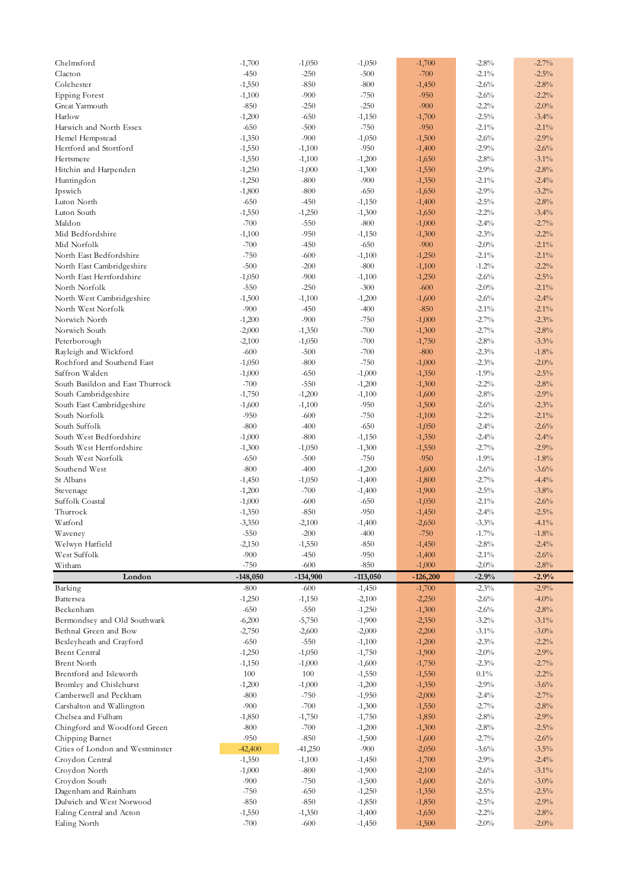| | | | | | | |
|---|---|---|---|---|---|---|
| Chelmsford | -1,700 | -1,050 | -1,050 | -1,700 | -2.8% | -2.7% |
| Clacton | -450 | -250 | -500 | -700 | -2.1% | -2.5% |
| Colchester | -1,550 | -850 | -800 | -1,450 | -2.6% | -2.8% |
| Epping Forest | -1,100 | -900 | -750 | -950 | -2.6% | -2.2% |
| Great Yarmouth | -850 | -250 | -250 | -900 | -2.2% | -2.0% |
| Harlow | -1,200 | -650 | -1,150 | -1,700 | -2.5% | -3.4% |
| Harwich and North Essex | -650 | -500 | -750 | -950 | -2.1% | -2.1% |
| Hemel Hempstead | -1,350 | -900 | -1,050 | -1,500 | -2.6% | -2.9% |
| Hertford and Stortford | -1,550 | -1,100 | -950 | -1,400 | -2.9% | -2.6% |
| Hertsmere | -1,550 | -1,100 | -1,200 | -1,650 | -2.8% | -3.1% |
| Hitchin and Harpenden | -1,250 | -1,000 | -1,300 | -1,550 | -2.9% | -2.8% |
| Huntingdon | -1,250 | -800 | -900 | -1,350 | -2.1% | -2.4% |
| Ipswich | -1,800 | -800 | -650 | -1,650 | -2.9% | -3.2% |
| Luton North | -650 | -450 | -1,150 | -1,400 | -2.5% | -2.8% |
| Luton South | -1,550 | -1,250 | -1,300 | -1,650 | -2.2% | -3.4% |
| Maldon | -700 | -550 | -800 | -1,000 | -2.4% | -2.7% |
| Mid Bedfordshire | -1,100 | -950 | -1,150 | -1,300 | -2.3% | -2.2% |
| Mid Norfolk | -700 | -450 | -650 | -900 | -2.0% | -2.1% |
| North East Bedfordshire | -750 | -600 | -1,100 | -1,250 | -2.1% | -2.1% |
| North East Cambridgeshire | -500 | -200 | -800 | -1,100 | -1.2% | -2.2% |
| North East Hertfordshire | -1,050 | -900 | -1,100 | -1,250 | -2.6% | -2.5% |
| North Norfolk | -550 | -250 | -300 | -600 | -2.0% | -2.1% |
| North West Cambridgeshire | -1,500 | -1,100 | -1,200 | -1,600 | -2.6% | -2.4% |
| North West Norfolk | -900 | -450 | -400 | -850 | -2.1% | -2.1% |
| Norwich North | -1,200 | -900 | -750 | -1,000 | -2.7% | -2.3% |
| Norwich South | -2,000 | -1,350 | -700 | -1,300 | -2.7% | -2.8% |
| Peterborough | -2,100 | -1,050 | -700 | -1,750 | -2.8% | -3.3% |
| Rayleigh and Wickford | -600 | -500 | -700 | -800 | -2.3% | -1.8% |
| Rochford and Southend East | -1,050 | -800 | -750 | -1,000 | -2.3% | -2.0% |
| Saffron Walden | -1,000 | -650 | -1,000 | -1,350 | -1.9% | -2.5% |
| South Basildon and East Thurrock | -700 | -550 | -1,200 | -1,300 | -2.2% | -2.8% |
| South Cambridgeshire | -1,750 | -1,200 | -1,100 | -1,600 | -2.8% | -2.9% |
| South East Cambridgeshire | -1,600 | -1,100 | -950 | -1,500 | -2.6% | -2.3% |
| South Norfolk | -950 | -600 | -750 | -1,100 | -2.2% | -2.1% |
| South Suffolk | -800 | -400 | -650 | -1,050 | -2.4% | -2.6% |
| South West Bedfordshire | -1,000 | -800 | -1,150 | -1,350 | -2.4% | -2.4% |
| South West Hertfordshire | -1,300 | -1,050 | -1,300 | -1,550 | -2.7% | -2.9% |
| South West Norfolk | -650 | -500 | -750 | -950 | -1.9% | -1.8% |
| Southend West | -800 | -400 | -1,200 | -1,600 | -2.6% | -3.6% |
| St Albans | -1,450 | -1,050 | -1,400 | -1,800 | -2.7% | -4.4% |
| Stevenage | -1,200 | -700 | -1,400 | -1,900 | -2.5% | -3.8% |
| Suffolk Coastal | -1,000 | -600 | -650 | -1,050 | -2.1% | -2.6% |
| Thurrock | -1,350 | -850 | -950 | -1,450 | -2.4% | -2.5% |
| Watford | -3,350 | -2,100 | -1,400 | -2,650 | -3.3% | -4.1% |
| Waveney | -550 | -200 | -400 | -750 | -1.7% | -1.8% |
| Welwyn Hatfield | -2,150 | -1,550 | -850 | -1,450 | -2.8% | -2.4% |
| West Suffolk | -900 | -450 | -950 | -1,400 | -2.1% | -2.6% |
| Witham | -750 | -600 | -850 | -1,000 | -2.0% | -2.8% |
| **London** | **-148,050** | **-134,900** | **-113,050** | **-126,200** | **-2.9%** | **-2.9%** |
| Barking | -800 | -600 | -1,450 | -1,700 | -2.3% | -2.9% |
| Battersea | -1,250 | -1,150 | -2,100 | -2,250 | -2.6% | -4.0% |
| Beckenham | -650 | -550 | -1,250 | -1,300 | -2.6% | -2.8% |
| Bermondsey and Old Southwark | -6,200 | -5,750 | -1,900 | -2,350 | -3.2% | -3.1% |
| Bethnal Green and Bow | -2,750 | -2,600 | -2,000 | -2,200 | -3.1% | -3.0% |
| Bexleyheath and Crayford | -650 | -550 | -1,100 | -1,200 | -2.3% | -2.2% |
| Brent Central | -1,250 | -1,050 | -1,750 | -1,900 | -2.0% | -2.9% |
| Brent North | -1,150 | -1,000 | -1,600 | -1,750 | -2.3% | -2.7% |
| Brentford and Isleworth | 100 | 100 | -1,550 | -1,550 | 0.1% | -2.2% |
| Bromley and Chislehurst | -1,200 | -1,000 | -1,200 | -1,350 | -2.9% | -3.6% |
| Camberwell and Peckham | -800 | -750 | -1,950 | -2,000 | -2.4% | -2.7% |
| Carshalton and Wallington | -900 | -700 | -1,300 | -1,550 | -2.7% | -2.8% |
| Chelsea and Fulham | -1,850 | -1,750 | -1,750 | -1,850 | -2.8% | -2.9% |
| Chingford and Woodford Green | -800 | -700 | -1,200 | -1,300 | -2.8% | -2.5% |
| Chipping Barnet | -950 | -850 | -1,500 | -1,600 | -2.7% | -2.6% |
| Cities of London and Westminster | -42,400 | -41,250 | -900 | -2,050 | -3.6% | -3.5% |
| Croydon Central | -1,350 | -1,100 | -1,450 | -1,700 | -2.9% | -2.4% |
| Croydon North | -1,000 | -800 | -1,900 | -2,100 | -2.6% | -3.1% |
| Croydon South | -900 | -750 | -1,500 | -1,600 | -2.6% | -3.0% |
| Dagenham and Rainham | -750 | -650 | -1,250 | -1,350 | -2.5% | -2.5% |
| Dulwich and West Norwood | -850 | -850 | -1,850 | -1,850 | -2.5% | -2.9% |
| Ealing Central and Acton | -1,550 | -1,350 | -1,400 | -1,650 | -2.2% | -2.8% |
| Ealing North | -700 | -600 | -1,450 | -1,500 | -2.0% | -2.0% |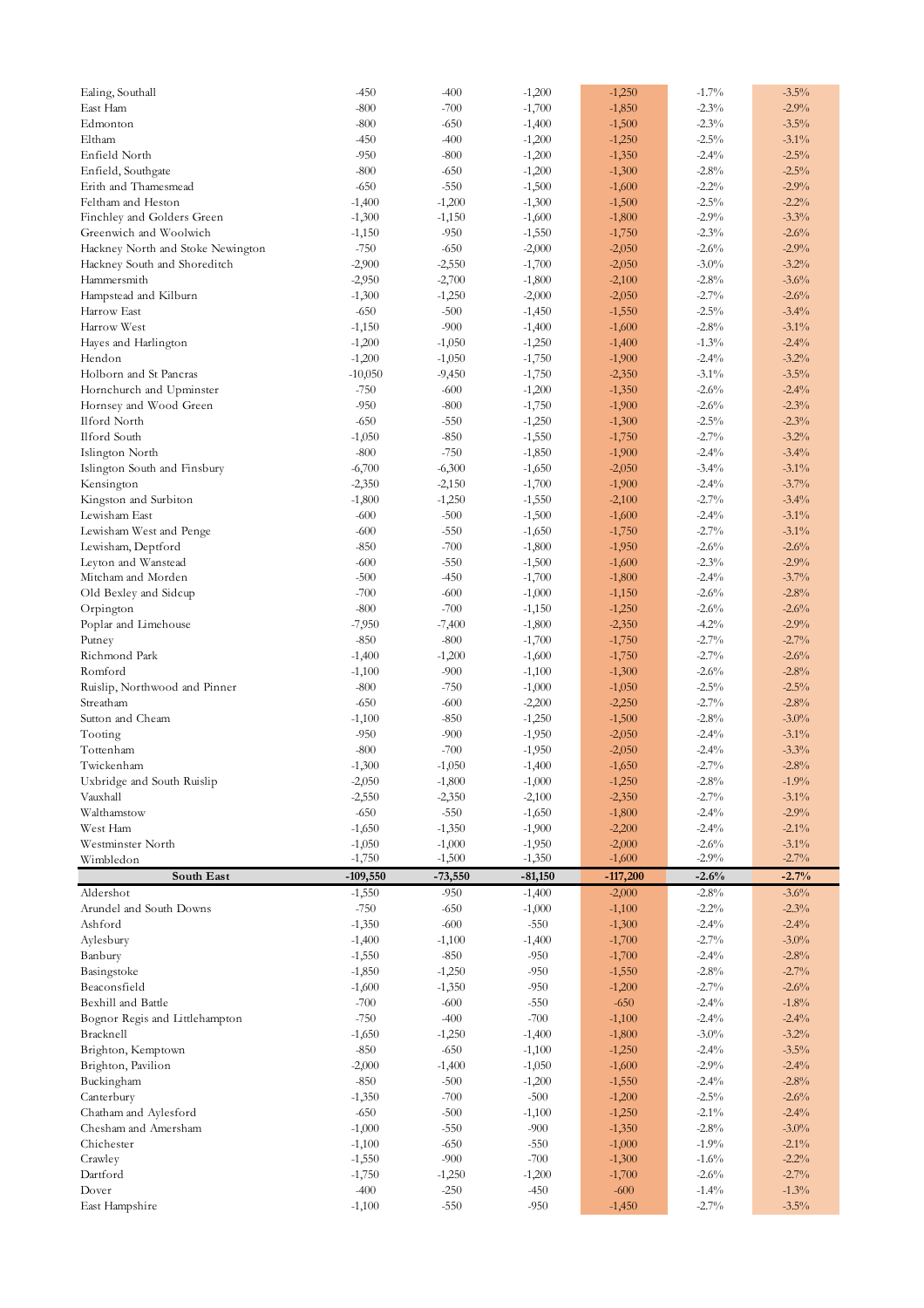| | | | | | | |
|---|---|---|---|---|---|---|
| Ealing, Southall | -450 | -400 | -1,200 | -1,250 | -1.7% | -3.5% |
| East Ham | -800 | -700 | -1,700 | -1,850 | -2.3% | -2.9% |
| Edmonton | -800 | -650 | -1,400 | -1,500 | -2.3% | -3.5% |
| Eltham | -450 | -400 | -1,200 | -1,250 | -2.5% | -3.1% |
| Enfield North | -950 | -800 | -1,200 | -1,350 | -2.4% | -2.5% |
| Enfield, Southgate | -800 | -650 | -1,200 | -1,300 | -2.8% | -2.5% |
| Erith and Thamesmead | -650 | -550 | -1,500 | -1,600 | -2.2% | -2.9% |
| Feltham and Heston | -1,400 | -1,200 | -1,300 | -1,500 | -2.5% | -2.2% |
| Finchley and Golders Green | -1,300 | -1,150 | -1,600 | -1,800 | -2.9% | -3.3% |
| Greenwich and Woolwich | -1,150 | -950 | -1,550 | -1,750 | -2.3% | -2.6% |
| Hackney North and Stoke Newington | -750 | -650 | -2,000 | -2,050 | -2.6% | -2.9% |
| Hackney South and Shoreditch | -2,900 | -2,550 | -1,700 | -2,050 | -3.0% | -3.2% |
| Hammersmith | -2,950 | -2,700 | -1,800 | -2,100 | -2.8% | -3.6% |
| Hampstead and Kilburn | -1,300 | -1,250 | -2,000 | -2,050 | -2.7% | -2.6% |
| Harrow East | -650 | -500 | -1,450 | -1,550 | -2.5% | -3.4% |
| Harrow West | -1,150 | -900 | -1,400 | -1,600 | -2.8% | -3.1% |
| Hayes and Harlington | -1,200 | -1,050 | -1,250 | -1,400 | -1.3% | -2.4% |
| Hendon | -1,200 | -1,050 | -1,750 | -1,900 | -2.4% | -3.2% |
| Holborn and St Pancras | -10,050 | -9,450 | -1,750 | -2,350 | -3.1% | -3.5% |
| Hornchurch and Upminster | -750 | -600 | -1,200 | -1,350 | -2.6% | -2.4% |
| Hornsey and Wood Green | -950 | -800 | -1,750 | -1,900 | -2.6% | -2.3% |
| Ilford North | -650 | -550 | -1,250 | -1,300 | -2.5% | -2.3% |
| Ilford South | -1,050 | -850 | -1,550 | -1,750 | -2.7% | -3.2% |
| Islington North | -800 | -750 | -1,850 | -1,900 | -2.4% | -3.4% |
| Islington South and Finsbury | -6,700 | -6,300 | -1,650 | -2,050 | -3.4% | -3.1% |
| Kensington | -2,350 | -2,150 | -1,700 | -1,900 | -2.4% | -3.7% |
| Kingston and Surbiton | -1,800 | -1,250 | -1,550 | -2,100 | -2.7% | -3.4% |
| Lewisham East | -600 | -500 | -1,500 | -1,600 | -2.4% | -3.1% |
| Lewisham West and Penge | -600 | -550 | -1,650 | -1,750 | -2.7% | -3.1% |
| Lewisham, Deptford | -850 | -700 | -1,800 | -1,950 | -2.6% | -2.6% |
| Leyton and Wanstead | -600 | -550 | -1,500 | -1,600 | -2.3% | -2.9% |
| Mitcham and Morden | -500 | -450 | -1,700 | -1,800 | -2.4% | -3.7% |
| Old Bexley and Sidcup | -700 | -600 | -1,000 | -1,150 | -2.6% | -2.8% |
| Orpington | -800 | -700 | -1,150 | -1,250 | -2.6% | -2.6% |
| Poplar and Limehouse | -7,950 | -7,400 | -1,800 | -2,350 | -4.2% | -2.9% |
| Putney | -850 | -800 | -1,700 | -1,750 | -2.7% | -2.7% |
| Richmond Park | -1,400 | -1,200 | -1,600 | -1,750 | -2.7% | -2.6% |
| Romford | -1,100 | -900 | -1,100 | -1,300 | -2.6% | -2.8% |
| Ruislip, Northwood and Pinner | -800 | -750 | -1,000 | -1,050 | -2.5% | -2.5% |
| Streatham | -650 | -600 | -2,200 | -2,250 | -2.7% | -2.8% |
| Sutton and Cheam | -1,100 | -850 | -1,250 | -1,500 | -2.8% | -3.0% |
| Tooting | -950 | -900 | -1,950 | -2,050 | -2.4% | -3.1% |
| Tottenham | -800 | -700 | -1,950 | -2,050 | -2.4% | -3.3% |
| Twickenham | -1,300 | -1,050 | -1,400 | -1,650 | -2.7% | -2.8% |
| Uxbridge and South Ruislip | -2,050 | -1,800 | -1,000 | -1,250 | -2.8% | -1.9% |
| Vauxhall | -2,550 | -2,350 | -2,100 | -2,350 | -2.7% | -3.1% |
| Walthamstow | -650 | -550 | -1,650 | -1,800 | -2.4% | -2.9% |
| West Ham | -1,650 | -1,350 | -1,900 | -2,200 | -2.4% | -2.1% |
| Westminster North | -1,050 | -1,000 | -1,950 | -2,000 | -2.6% | -3.1% |
| Wimbledon | -1,750 | -1,500 | -1,350 | -1,600 | -2.9% | -2.7% |
| **South East** | **-109,550** | **-73,550** | **-81,150** | **-117,200** | **-2.6%** | **-2.7%** |
| Aldershot | -1,550 | -950 | -1,400 | -2,000 | -2.8% | -3.6% |
| Arundel and South Downs | -750 | -650 | -1,000 | -1,100 | -2.2% | -2.3% |
| Ashford | -1,350 | -600 | -550 | -1,300 | -2.4% | -2.4% |
| Aylesbury | -1,400 | -1,100 | -1,400 | -1,700 | -2.7% | -3.0% |
| Banbury | -1,550 | -850 | -950 | -1,700 | -2.4% | -2.8% |
| Basingstoke | -1,850 | -1,250 | -950 | -1,550 | -2.8% | -2.7% |
| Beaconsfield | -1,600 | -1,350 | -950 | -1,200 | -2.7% | -2.6% |
| Bexhill and Battle | -700 | -600 | -550 | -650 | -2.4% | -1.8% |
| Bognor Regis and Littlehampton | -750 | -400 | -700 | -1,100 | -2.4% | -2.4% |
| Bracknell | -1,650 | -1,250 | -1,400 | -1,800 | -3.0% | -3.2% |
| Brighton, Kemptown | -850 | -650 | -1,100 | -1,250 | -2.4% | -3.5% |
| Brighton, Pavilion | -2,000 | -1,400 | -1,050 | -1,600 | -2.9% | -2.4% |
| Buckingham | -850 | -500 | -1,200 | -1,550 | -2.4% | -2.8% |
| Canterbury | -1,350 | -700 | -500 | -1,200 | -2.5% | -2.6% |
| Chatham and Aylesford | -650 | -500 | -1,100 | -1,250 | -2.1% | -2.4% |
| Chesham and Amersham | -1,000 | -550 | -900 | -1,350 | -2.8% | -3.0% |
| Chichester | -1,100 | -650 | -550 | -1,000 | -1.9% | -2.1% |
| Crawley | -1,550 | -900 | -700 | -1,300 | -1.6% | -2.2% |
| Dartford | -1,750 | -1,250 | -1,200 | -1,700 | -2.6% | -2.7% |
| Dover | -400 | -250 | -450 | -600 | -1.4% | -1.3% |
| East Hampshire | -1,100 | -550 | -950 | -1,450 | -2.7% | -3.5% |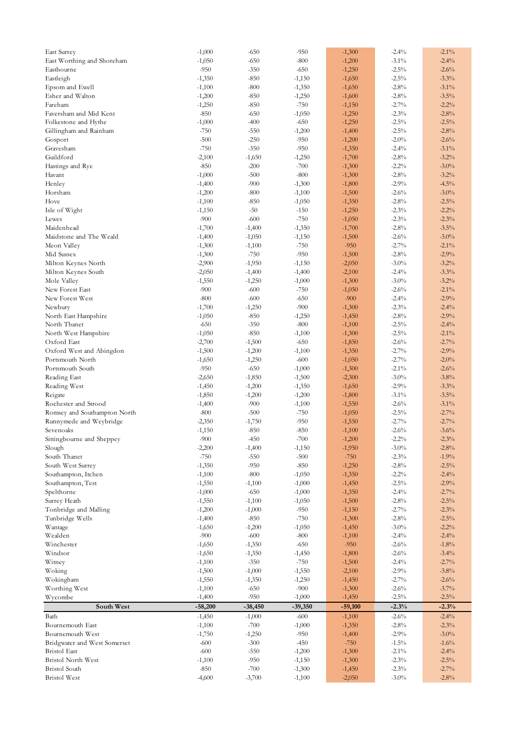| | | | | | | |
|---|---|---|---|---|---|---|
| East Surrey | -1,000 | -650 | -950 | -1,300 | -2.4% | -2.1% |
| East Worthing and Shoreham | -1,050 | -650 | -800 | -1,200 | -3.1% | -2.4% |
| Eastbourne | -950 | -350 | -650 | -1,250 | -2.5% | -2.6% |
| Eastleigh | -1,350 | -850 | -1,150 | -1,650 | -2.5% | -3.3% |
| Epsom and Ewell | -1,100 | -800 | -1,350 | -1,650 | -2.8% | -3.1% |
| Esher and Walton | -1,200 | -850 | -1,250 | -1,600 | -2.8% | -3.5% |
| Fareham | -1,250 | -850 | -750 | -1,150 | -2.7% | -2.2% |
| Faversham and Mid Kent | -850 | -650 | -1,050 | -1,250 | -2.3% | -2.8% |
| Folkestone and Hythe | -1,000 | -400 | -650 | -1,250 | -2.5% | -2.5% |
| Gillingham and Rainham | -750 | -550 | -1,200 | -1,400 | -2.5% | -2.8% |
| Gosport | -500 | -250 | -950 | -1,200 | -2.0% | -2.6% |
| Gravesham | -750 | -350 | -950 | -1,350 | -2.4% | -3.1% |
| Guildford | -2,100 | -1,650 | -1,250 | -1,700 | -2.8% | -3.2% |
| Hastings and Rye | -850 | -200 | -700 | -1,300 | -2.2% | -3.0% |
| Havant | -1,000 | -500 | -800 | -1,300 | -2.8% | -3.2% |
| Henley | -1,400 | -900 | -1,300 | -1,800 | -2.9% | -4.5% |
| Horsham | -1,200 | -800 | -1,100 | -1,500 | -2.6% | -3.0% |
| Hove | -1,100 | -850 | -1,050 | -1,350 | -2.8% | -2.5% |
| Isle of Wight | -1,150 | -50 | -150 | -1,250 | -2.3% | -2.2% |
| Lewes | -900 | -600 | -750 | -1,050 | -2.3% | -2.3% |
| Maidenhead | -1,700 | -1,400 | -1,350 | -1,700 | -2.8% | -3.5% |
| Maidstone and The Weald | -1,400 | -1,050 | -1,150 | -1,500 | -2.6% | -3.0% |
| Meon Valley | -1,300 | -1,100 | -750 | -950 | -2.7% | -2.1% |
| Mid Sussex | -1,300 | -750 | -950 | -1,500 | -2.8% | -2.9% |
| Milton Keynes North | -2,900 | -1,950 | -1,150 | -2,050 | -3.0% | -3.2% |
| Milton Keynes South | -2,050 | -1,400 | -1,400 | -2,100 | -2.4% | -3.3% |
| Mole Valley | -1,550 | -1,250 | -1,000 | -1,300 | -3.0% | -3.2% |
| New Forest East | -900 | -600 | -750 | -1,050 | -2.6% | -2.1% |
| New Forest West | -800 | -600 | -650 | -900 | -2.4% | -2.9% |
| Newbury | -1,700 | -1,250 | -900 | -1,300 | -2.3% | -2.4% |
| North East Hampshire | -1,050 | -850 | -1,250 | -1,450 | -2.8% | -2.9% |
| North Thanet | -650 | -350 | -800 | -1,100 | -2.5% | -2.4% |
| North West Hampshire | -1,050 | -850 | -1,100 | -1,300 | -2.5% | -2.1% |
| Oxford East | -2,700 | -1,500 | -650 | -1,850 | -2.6% | -2.7% |
| Oxford West and Abingdon | -1,500 | -1,200 | -1,100 | -1,350 | -2.7% | -2.9% |
| Portsmouth North | -1,650 | -1,250 | -600 | -1,050 | -2.7% | -2.0% |
| Portsmouth South | -950 | -650 | -1,000 | -1,300 | -2.1% | -2.6% |
| Reading East | -2,650 | -1,850 | -1,500 | -2,300 | -3.0% | -3.8% |
| Reading West | -1,450 | -1,200 | -1,350 | -1,650 | -2.9% | -3.3% |
| Reigate | -1,850 | -1,200 | -1,200 | -1,800 | -3.1% | -3.5% |
| Rochester and Strood | -1,400 | -900 | -1,100 | -1,550 | -2.6% | -3.1% |
| Romsey and Southampton North | -800 | -500 | -750 | -1,050 | -2.5% | -2.7% |
| Runnymede and Weybridge | -2,350 | -1,750 | -950 | -1,550 | -2.7% | -2.7% |
| Sevenoaks | -1,150 | -850 | -850 | -1,100 | -2.6% | -3.6% |
| Sittingbourne and Sheppey | -900 | -450 | -700 | -1,200 | -2.2% | -2.3% |
| Slough | -2,200 | -1,400 | -1,150 | -1,950 | -3.0% | -2.8% |
| South Thanet | -750 | -550 | -500 | -750 | -2.3% | -1.9% |
| South West Surrey | -1,350 | -950 | -850 | -1,250 | -2.8% | -2.5% |
| Southampton, Itchen | -1,100 | -800 | -1,050 | -1,350 | -2.2% | -2.4% |
| Southampton, Test | -1,550 | -1,100 | -1,000 | -1,450 | -2.5% | -2.9% |
| Spelthorne | -1,000 | -650 | -1,000 | -1,350 | -2.4% | -2.7% |
| Surrey Heath | -1,550 | -1,100 | -1,050 | -1,500 | -2.8% | -2.5% |
| Tonbridge and Malling | -1,200 | -1,000 | -950 | -1,150 | -2.7% | -2.3% |
| Tunbridge Wells | -1,400 | -850 | -750 | -1,300 | -2.8% | -2.5% |
| Wantage | -1,650 | -1,200 | -1,050 | -1,450 | -3.0% | -2.2% |
| Wealden | -900 | -600 | -800 | -1,100 | -2.4% | -2.4% |
| Winchester | -1,650 | -1,350 | -650 | -950 | -2.6% | -1.8% |
| Windsor | -1,650 | -1,350 | -1,450 | -1,800 | -2.6% | -3.4% |
| Witney | -1,100 | -350 | -750 | -1,500 | -2.4% | -2.7% |
| Woking | -1,500 | -1,000 | -1,550 | -2,100 | -2.9% | -3.8% |
| Wokingham | -1,550 | -1,350 | -1,250 | -1,450 | -2.7% | -2.6% |
| Worthing West | -1,100 | -650 | -900 | -1,300 | -2.6% | -3.7% |
| Wycombe | -1,400 | -950 | -1,000 | -1,450 | -2.5% | -2.5% |
| **South West** | **-58,200** | **-38,450** | **-39,350** | **-59,100** | **-2.3%** | **-2.3%** |
| Bath | -1,450 | -1,000 | -600 | -1,100 | -2.6% | -2.4% |
| Bournemouth East | -1,100 | -700 | -1,000 | -1,350 | -2.8% | -2.3% |
| Bournemouth West | -1,750 | -1,250 | -950 | -1,400 | -2.9% | -3.0% |
| Bridgwater and West Somerset | -600 | -300 | -450 | -750 | -1.5% | -1.6% |
| Bristol East | -600 | -550 | -1,200 | -1,300 | -2.1% | -2.4% |
| Bristol North West | -1,100 | -950 | -1,150 | -1,300 | -2.3% | -2.5% |
| Bristol South | -850 | -700 | -1,300 | -1,450 | -2.3% | -2.7% |
| Bristol West | -4,600 | -3,700 | -1,100 | -2,050 | -3.0% | -2.8% |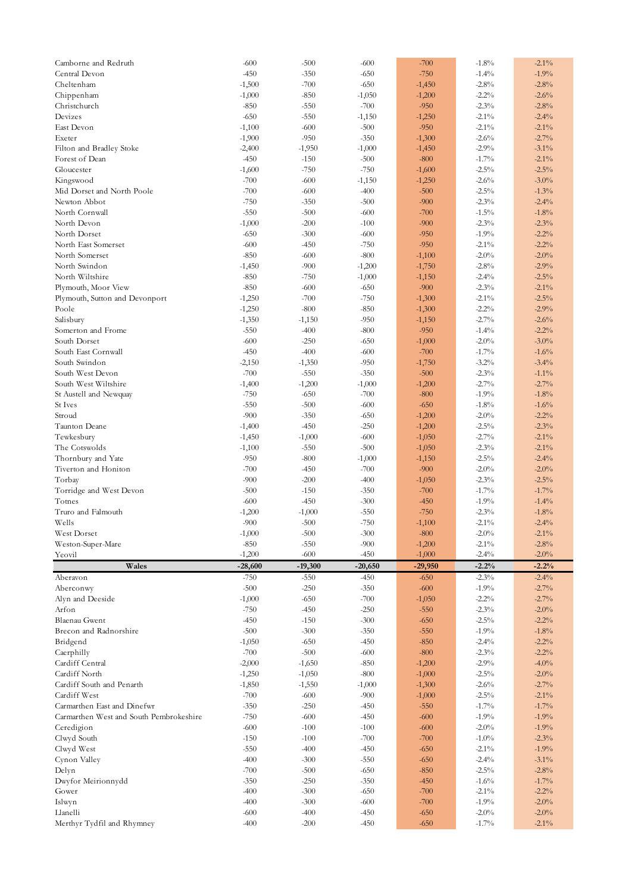| | | | | | | |
|---|---|---|---|---|---|---|
| Camborne and Redruth | -600 | -500 | -600 | -700 | -1.8% | -2.1% |
| Central Devon | -450 | -350 | -650 | -750 | -1.4% | -1.9% |
| Cheltenham | -1,500 | -700 | -650 | -1,450 | -2.8% | -2.8% |
| Chippenham | -1,000 | -850 | -1,050 | -1,200 | -2.2% | -2.6% |
| Christchurch | -850 | -550 | -700 | -950 | -2.3% | -2.8% |
| Devizes | -650 | -550 | -1,150 | -1,250 | -2.1% | -2.4% |
| East Devon | -1,100 | -600 | -500 | -950 | -2.1% | -2.1% |
| Exeter | -1,900 | -950 | -350 | -1,300 | -2.6% | -2.7% |
| Filton and Bradley Stoke | -2,400 | -1,950 | -1,000 | -1,450 | -2.9% | -3.1% |
| Forest of Dean | -450 | -150 | -500 | -800 | -1.7% | -2.1% |
| Gloucester | -1,600 | -750 | -750 | -1,600 | -2.5% | -2.5% |
| Kingswood | -700 | -600 | -1,150 | -1,250 | -2.6% | -3.0% |
| Mid Dorset and North Poole | -700 | -600 | -400 | -500 | -2.5% | -1.3% |
| Newton Abbot | -750 | -350 | -500 | -900 | -2.3% | -2.4% |
| North Cornwall | -550 | -500 | -600 | -700 | -1.5% | -1.8% |
| North Devon | -1,000 | -200 | -100 | -900 | -2.3% | -2.3% |
| North Dorset | -650 | -300 | -600 | -950 | -1.9% | -2.2% |
| North East Somerset | -600 | -450 | -750 | -950 | -2.1% | -2.2% |
| North Somerset | -850 | -600 | -800 | -1,100 | -2.0% | -2.0% |
| North Swindon | -1,450 | -900 | -1,200 | -1,750 | -2.8% | -2.9% |
| North Wiltshire | -850 | -750 | -1,000 | -1,150 | -2.4% | -2.5% |
| Plymouth, Moor View | -850 | -600 | -650 | -900 | -2.3% | -2.1% |
| Plymouth, Sutton and Devonport | -1,250 | -700 | -750 | -1,300 | -2.1% | -2.5% |
| Poole | -1,250 | -800 | -850 | -1,300 | -2.2% | -2.9% |
| Salisbury | -1,350 | -1,150 | -950 | -1,150 | -2.7% | -2.6% |
| Somerton and Frome | -550 | -400 | -800 | -950 | -1.4% | -2.2% |
| South Dorset | -600 | -250 | -650 | -1,000 | -2.0% | -3.0% |
| South East Cornwall | -450 | -400 | -600 | -700 | -1.7% | -1.6% |
| South Swindon | -2,150 | -1,350 | -950 | -1,750 | -3.2% | -3.4% |
| South West Devon | -700 | -550 | -350 | -500 | -2.3% | -1.1% |
| South West Wiltshire | -1,400 | -1,200 | -1,000 | -1,200 | -2.7% | -2.7% |
| St Austell and Newquay | -750 | -650 | -700 | -800 | -1.9% | -1.8% |
| St Ives | -550 | -500 | -600 | -650 | -1.8% | -1.6% |
| Stroud | -900 | -350 | -650 | -1,200 | -2.0% | -2.2% |
| Taunton Deane | -1,400 | -450 | -250 | -1,200 | -2.5% | -2.3% |
| Tewkesbury | -1,450 | -1,000 | -600 | -1,050 | -2.7% | -2.1% |
| The Cotswolds | -1,100 | -550 | -500 | -1,050 | -2.3% | -2.1% |
| Thornbury and Yate | -950 | -800 | -1,000 | -1,150 | -2.5% | -2.4% |
| Tiverton and Honiton | -700 | -450 | -700 | -900 | -2.0% | -2.0% |
| Torbay | -900 | -200 | -400 | -1,050 | -2.3% | -2.5% |
| Torridge and West Devon | -500 | -150 | -350 | -700 | -1.7% | -1.7% |
| Totnes | -600 | -450 | -300 | -450 | -1.9% | -1.4% |
| Truro and Falmouth | -1,200 | -1,000 | -550 | -750 | -2.3% | -1.8% |
| Wells | -900 | -500 | -750 | -1,100 | -2.1% | -2.4% |
| West Dorset | -1,000 | -500 | -300 | -800 | -2.0% | -2.1% |
| Weston-Super-Mare | -850 | -550 | -900 | -1,200 | -2.1% | -2.8% |
| Yeovil | -1,200 | -600 | -450 | -1,000 | -2.4% | -2.0% |
| **Wales** | **-28,600** | **-19,300** | **-20,650** | **-29,950** | **-2.2%** | **-2.2%** |
| Aberavon | -750 | -550 | -450 | -650 | -2.3% | -2.4% |
| Aberconwy | -500 | -250 | -350 | -600 | -1.9% | -2.7% |
| Alyn and Deeside | -1,000 | -650 | -700 | -1,050 | -2.2% | -2.7% |
| Arfon | -750 | -450 | -250 | -550 | -2.3% | -2.0% |
| Blaenau Gwent | -450 | -150 | -300 | -650 | -2.5% | -2.2% |
| Brecon and Radnorshire | -500 | -300 | -350 | -550 | -1.9% | -1.8% |
| Bridgend | -1,050 | -650 | -450 | -850 | -2.4% | -2.2% |
| Caerphilly | -700 | -500 | -600 | -800 | -2.3% | -2.2% |
| Cardiff Central | -2,000 | -1,650 | -850 | -1,200 | -2.9% | -4.0% |
| Cardiff North | -1,250 | -1,050 | -800 | -1,000 | -2.5% | -2.0% |
| Cardiff South and Penarth | -1,850 | -1,550 | -1,000 | -1,300 | -2.6% | -2.7% |
| Cardiff West | -700 | -600 | -900 | -1,000 | -2.5% | -2.1% |
| Carmarthen East and Dinefwr | -350 | -250 | -450 | -550 | -1.7% | -1.7% |
| Carmarthen West and South Pembrokeshire | -750 | -600 | -450 | -600 | -1.9% | -1.9% |
| Ceredigion | -600 | -100 | -100 | -600 | -2.0% | -1.9% |
| Clwyd South | -150 | -100 | -700 | -700 | -1.0% | -2.3% |
| Clwyd West | -550 | -400 | -450 | -650 | -2.1% | -1.9% |
| Cynon Valley | -400 | -300 | -550 | -650 | -2.4% | -3.1% |
| Delyn | -700 | -500 | -650 | -850 | -2.5% | -2.8% |
| Dwyfor Meirionnydd | -350 | -250 | -350 | -450 | -1.6% | -1.7% |
| Gower | -400 | -300 | -650 | -700 | -2.1% | -2.2% |
| Islwyn | -400 | -300 | -600 | -700 | -1.9% | -2.0% |
| Llanelli | -600 | -400 | -450 | -650 | -2.0% | -2.0% |
| Merthyr Tydfil and Rhymney | -400 | -200 | -450 | -650 | -1.7% | -2.1% |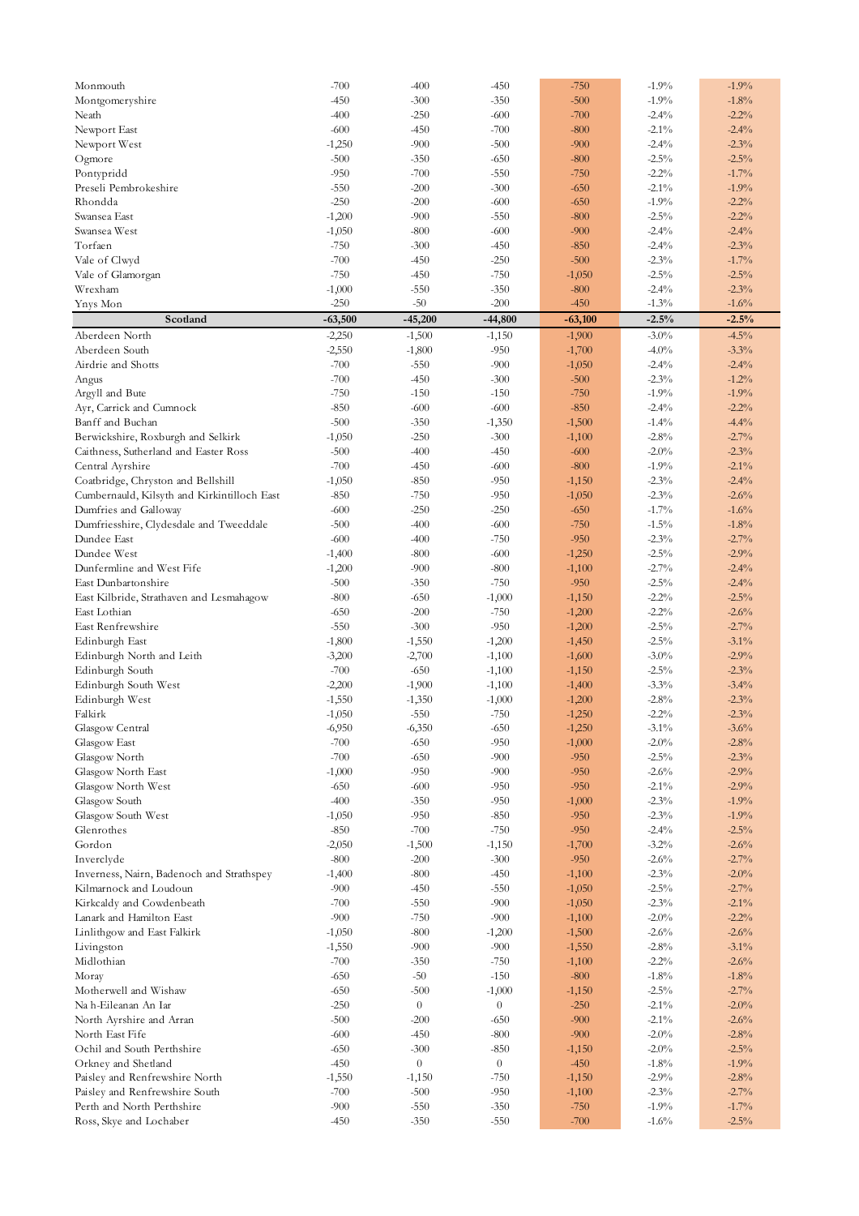| | | | | | | |
|---|---|---|---|---|---|---|
| Monmouth | -700 | -400 | -450 | -750 | -1.9% | -1.9% |
| Montgomeryshire | -450 | -300 | -350 | -500 | -1.9% | -1.8% |
| Neath | -400 | -250 | -600 | -700 | -2.4% | -2.2% |
| Newport East | -600 | -450 | -700 | -800 | -2.1% | -2.4% |
| Newport West | -1,250 | -900 | -500 | -900 | -2.4% | -2.3% |
| Ogmore | -500 | -350 | -650 | -800 | -2.5% | -2.5% |
| Pontypridd | -950 | -700 | -550 | -750 | -2.2% | -1.7% |
| Preseli Pembrokeshire | -550 | -200 | -300 | -650 | -2.1% | -1.9% |
| Rhondda | -250 | -200 | -600 | -650 | -1.9% | -2.2% |
| Swansea East | -1,200 | -900 | -550 | -800 | -2.5% | -2.2% |
| Swansea West | -1,050 | -800 | -600 | -900 | -2.4% | -2.4% |
| Torfaen | -750 | -300 | -450 | -850 | -2.4% | -2.3% |
| Vale of Clwyd | -700 | -450 | -250 | -500 | -2.3% | -1.7% |
| Vale of Glamorgan | -750 | -450 | -750 | -1,050 | -2.5% | -2.5% |
| Wrexham | -1,000 | -550 | -350 | -800 | -2.4% | -2.3% |
| Ynys Mon | -250 | -50 | -200 | -450 | -1.3% | -1.6% |
| **Scotland** | **-63,500** | **-45,200** | **-44,800** | **-63,100** | **-2.5%** | **-2.5%** |
| Aberdeen North | -2,250 | -1,500 | -1,150 | -1,900 | -3.0% | -4.5% |
| Aberdeen South | -2,550 | -1,800 | -950 | -1,700 | -4.0% | -3.3% |
| Airdrie and Shotts | -700 | -550 | -900 | -1,050 | -2.4% | -2.4% |
| Angus | -700 | -450 | -300 | -500 | -2.3% | -1.2% |
| Argyll and Bute | -750 | -150 | -150 | -750 | -1.9% | -1.9% |
| Ayr, Carrick and Cumnock | -850 | -600 | -600 | -850 | -2.4% | -2.2% |
| Banff and Buchan | -500 | -350 | -1,350 | -1,500 | -1.4% | -4.4% |
| Berwickshire, Roxburgh and Selkirk | -1,050 | -250 | -300 | -1,100 | -2.8% | -2.7% |
| Caithness, Sutherland and Easter Ross | -500 | -400 | -450 | -600 | -2.0% | -2.3% |
| Central Ayrshire | -700 | -450 | -600 | -800 | -1.9% | -2.1% |
| Coatbridge, Chryston and Bellshill | -1,050 | -850 | -950 | -1,150 | -2.3% | -2.4% |
| Cumbernauld, Kilsyth and Kirkintilloch East | -850 | -750 | -950 | -1,050 | -2.3% | -2.6% |
| Dumfries and Galloway | -600 | -250 | -250 | -650 | -1.7% | -1.6% |
| Dumfriesshire, Clydesdale and Tweeddale | -500 | -400 | -600 | -750 | -1.5% | -1.8% |
| Dundee East | -600 | -400 | -750 | -950 | -2.3% | -2.7% |
| Dundee West | -1,400 | -800 | -600 | -1,250 | -2.5% | -2.9% |
| Dunfermline and West Fife | -1,200 | -900 | -800 | -1,100 | -2.7% | -2.4% |
| East Dunbartonshire | -500 | -350 | -750 | -950 | -2.5% | -2.4% |
| East Kilbride, Strathaven and Lesmahagow | -800 | -650 | -1,000 | -1,150 | -2.2% | -2.5% |
| East Lothian | -650 | -200 | -750 | -1,200 | -2.2% | -2.6% |
| East Renfrewshire | -550 | -300 | -950 | -1,200 | -2.5% | -2.7% |
| Edinburgh East | -1,800 | -1,550 | -1,200 | -1,450 | -2.5% | -3.1% |
| Edinburgh North and Leith | -3,200 | -2,700 | -1,100 | -1,600 | -3.0% | -2.9% |
| Edinburgh South | -700 | -650 | -1,100 | -1,150 | -2.5% | -2.3% |
| Edinburgh South West | -2,200 | -1,900 | -1,100 | -1,400 | -3.3% | -3.4% |
| Edinburgh West | -1,550 | -1,350 | -1,000 | -1,200 | -2.8% | -2.3% |
| Falkirk | -1,050 | -550 | -750 | -1,250 | -2.2% | -2.3% |
| Glasgow Central | -6,950 | -6,350 | -650 | -1,250 | -3.1% | -3.6% |
| Glasgow East | -700 | -650 | -950 | -1,000 | -2.0% | -2.8% |
| Glasgow North | -700 | -650 | -900 | -950 | -2.5% | -2.3% |
| Glasgow North East | -1,000 | -950 | -900 | -950 | -2.6% | -2.9% |
| Glasgow North West | -650 | -600 | -950 | -950 | -2.1% | -2.9% |
| Glasgow South | -400 | -350 | -950 | -1,000 | -2.3% | -1.9% |
| Glasgow South West | -1,050 | -950 | -850 | -950 | -2.3% | -1.9% |
| Glenrothes | -850 | -700 | -750 | -950 | -2.4% | -2.5% |
| Gordon | -2,050 | -1,500 | -1,150 | -1,700 | -3.2% | -2.6% |
| Inverclyde | -800 | -200 | -300 | -950 | -2.6% | -2.7% |
| Inverness, Nairn, Badenoch and Strathspey | -1,400 | -800 | -450 | -1,100 | -2.3% | -2.0% |
| Kilmarnock and Loudoun | -900 | -450 | -550 | -1,050 | -2.5% | -2.7% |
| Kirkcaldy and Cowdenbeath | -700 | -550 | -900 | -1,050 | -2.3% | -2.1% |
| Lanark and Hamilton East | -900 | -750 | -900 | -1,100 | -2.0% | -2.2% |
| Linlithgow and East Falkirk | -1,050 | -800 | -1,200 | -1,500 | -2.6% | -2.6% |
| Livingston | -1,550 | -900 | -900 | -1,550 | -2.8% | -3.1% |
| Midlothian | -700 | -350 | -750 | -1,100 | -2.2% | -2.6% |
| Moray | -650 | -50 | -150 | -800 | -1.8% | -1.8% |
| Motherwell and Wishaw | -650 | -500 | -1,000 | -1,150 | -2.5% | -2.7% |
| Na h-Eileanan An Iar | -250 | 0 | 0 | -250 | -2.1% | -2.0% |
| North Ayrshire and Arran | -500 | -200 | -650 | -900 | -2.1% | -2.6% |
| North East Fife | -600 | -450 | -800 | -900 | -2.0% | -2.8% |
| Ochil and South Perthshire | -650 | -300 | -850 | -1,150 | -2.0% | -2.5% |
| Orkney and Shetland | -450 | 0 | 0 | -450 | -1.8% | -1.9% |
| Paisley and Renfrewshire North | -1,550 | -1,150 | -750 | -1,150 | -2.9% | -2.8% |
| Paisley and Renfrewshire South | -700 | -500 | -950 | -1,100 | -2.3% | -2.7% |
| Perth and North Perthshire | -900 | -550 | -350 | -750 | -1.9% | -1.7% |
| Ross, Skye and Lochaber | -450 | -350 | -550 | -700 | -1.6% | -2.5% |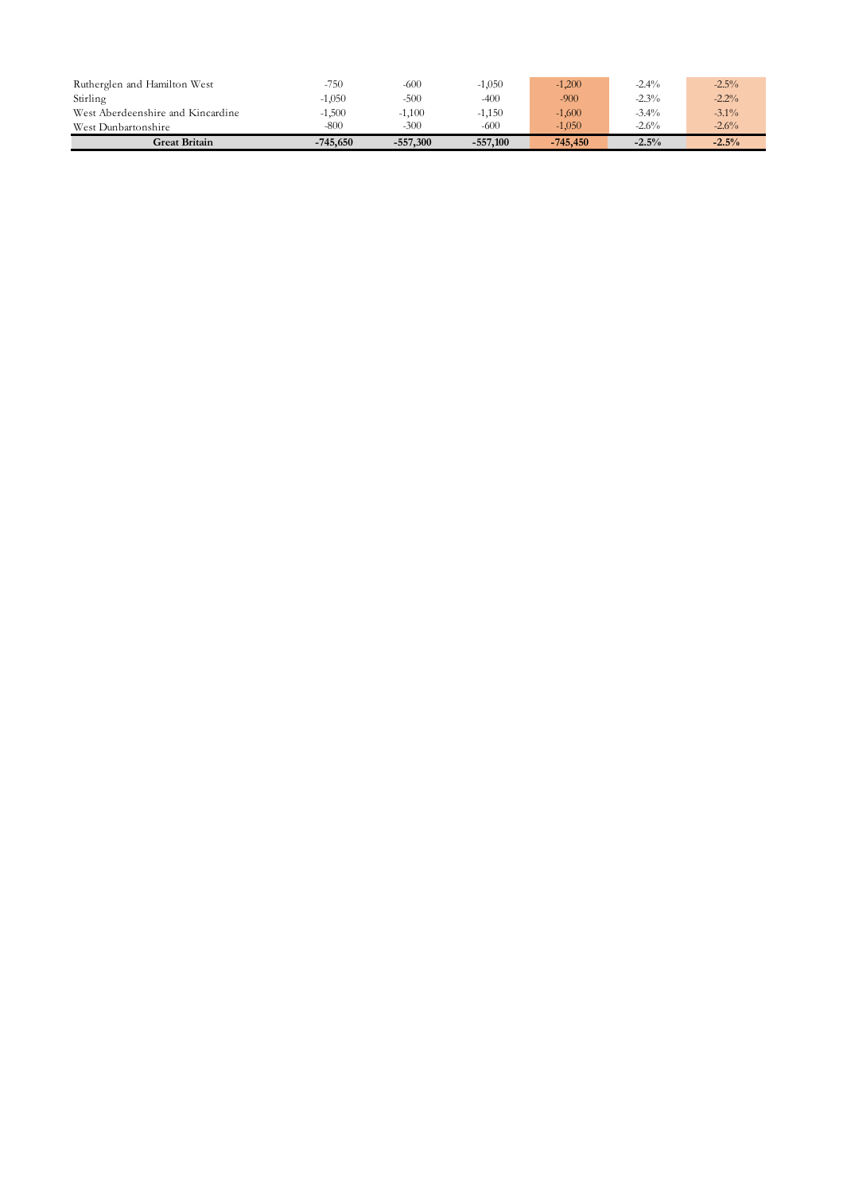| | | | | | | |
|---|---|---|---|---|---|---|
| Rutherglen and Hamilton West | -750 | -600 | -1,050 | -1,200 | -2.4% | -2.5% |
| Stirling | -1,050 | -500 | -400 | -900 | -2.3% | -2.2% |
| West Aberdeenshire and Kincardine | -1,500 | -1,100 | -1,150 | -1,600 | -3.4% | -3.1% |
| West Dunbartonshire | -800 | -300 | -600 | -1,050 | -2.6% | -2.6% |
| **Great Britain** | **-745,650** | **-557,300** | **-557,100** | **-745,450** | **-2.5%** | **-2.5%** |